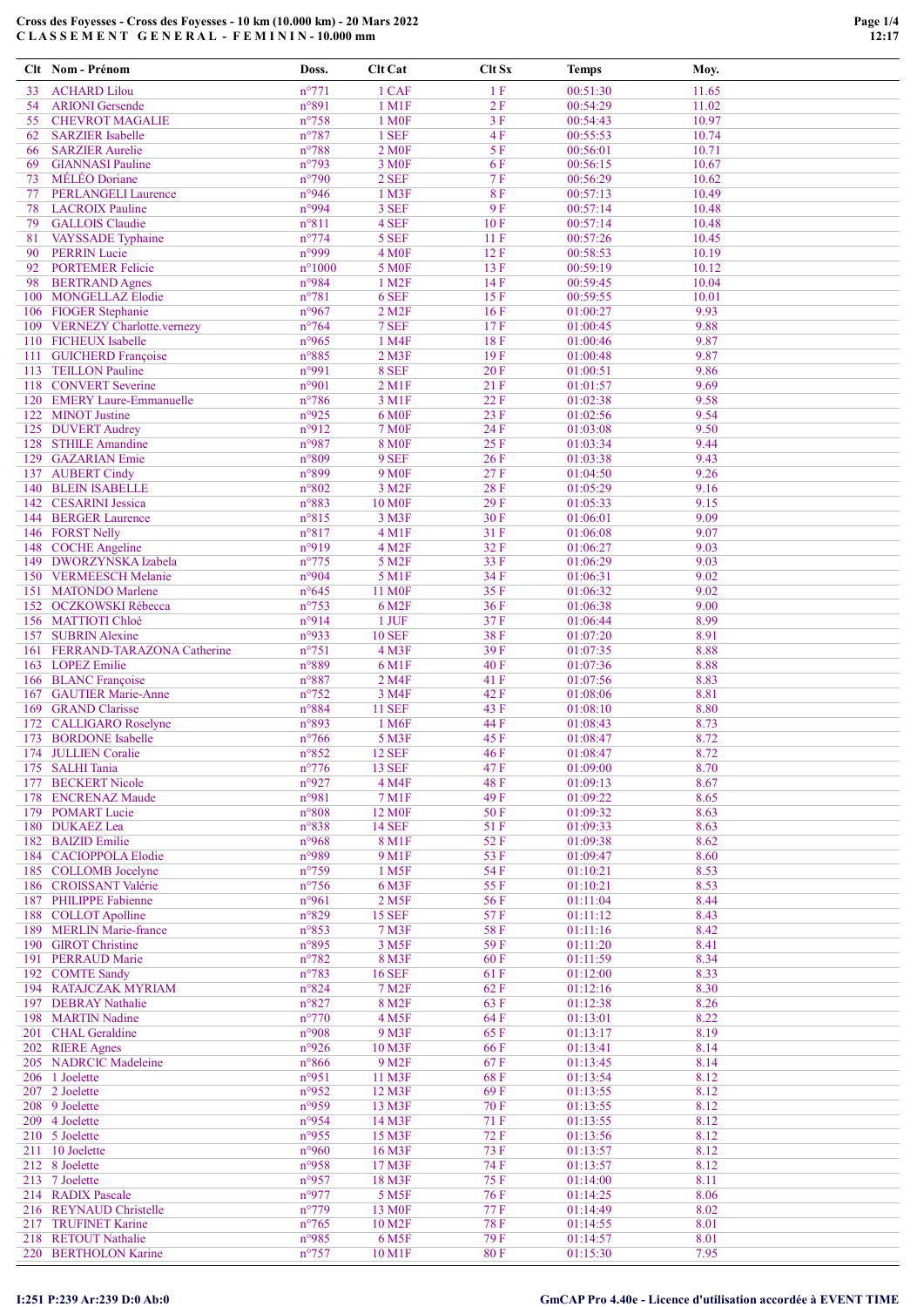# Cross des Foyesses - Cross des Foyesses - 10 km (10.000 km) - 20 Mars 2022

## CLASSEMENT GENERAL - FEMININ - 10.000 mm

| Clt | Nom - Prénom | Doss. | Clt Cat | Clt Sx | Temps | Moy. |
|---|---|---|---|---|---|---|
| 33 | ACHARD Lilou | n°771 | 1 CAF | 1 F | 00:51:30 | 11.65 |
| 54 | ARIONI Gersende | n°891 | 1 M1F | 2 F | 00:54:29 | 11.02 |
| 55 | CHEVROT MAGALIE | n°758 | 1 M0F | 3 F | 00:54:43 | 10.97 |
| 62 | SARZIER Isabelle | n°787 | 1 SEF | 4 F | 00:55:53 | 10.74 |
| 66 | SARZIER Aurelie | n°788 | 2 M0F | 5 F | 00:56:01 | 10.71 |
| 69 | GIANNASI Pauline | n°793 | 3 M0F | 6 F | 00:56:15 | 10.67 |
| 73 | MÉLÉO Doriane | n°790 | 2 SEF | 7 F | 00:56:29 | 10.62 |
| 77 | PERLANGELI Laurence | n°946 | 1 M3F | 8 F | 00:57:13 | 10.49 |
| 78 | LACROIX Pauline | n°994 | 3 SEF | 9 F | 00:57:14 | 10.48 |
| 79 | GALLOIS Claudie | n°811 | 4 SEF | 10 F | 00:57:14 | 10.48 |
| 81 | VAYSSADE Typhaine | n°774 | 5 SEF | 11 F | 00:57:26 | 10.45 |
| 90 | PERRIN Lucie | n°999 | 4 M0F | 12 F | 00:58:53 | 10.19 |
| 92 | PORTEMER Felicie | n°1000 | 5 M0F | 13 F | 00:59:19 | 10.12 |
| 98 | BERTRAND Agnes | n°984 | 1 M2F | 14 F | 00:59:45 | 10.04 |
| 100 | MONGELLAZ Elodie | n°781 | 6 SEF | 15 F | 00:59:55 | 10.01 |
| 106 | FIOGER Stephanie | n°967 | 2 M2F | 16 F | 01:00:27 | 9.93 |
| 109 | VERNEZY Charlotte.vernezy | n°764 | 7 SEF | 17 F | 01:00:45 | 9.88 |
| 110 | FICHEUX Isabelle | n°965 | 1 M4F | 18 F | 01:00:46 | 9.87 |
| 111 | GUICHERD Françoise | n°885 | 2 M3F | 19 F | 01:00:48 | 9.87 |
| 113 | TEILLON Pauline | n°991 | 8 SEF | 20 F | 01:00:51 | 9.86 |
| 118 | CONVERT Severine | n°901 | 2 M1F | 21 F | 01:01:57 | 9.69 |
| 120 | EMERY Laure-Emmanuelle | n°786 | 3 M1F | 22 F | 01:02:38 | 9.58 |
| 122 | MINOT Justine | n°925 | 6 M0F | 23 F | 01:02:56 | 9.54 |
| 125 | DUVERT Audrey | n°912 | 7 M0F | 24 F | 01:03:08 | 9.50 |
| 128 | STHILE Amandine | n°987 | 8 M0F | 25 F | 01:03:34 | 9.44 |
| 129 | GAZARIAN Emie | n°809 | 9 SEF | 26 F | 01:03:38 | 9.43 |
| 137 | AUBERT Cindy | n°899 | 9 M0F | 27 F | 01:04:50 | 9.26 |
| 140 | BLEIN ISABELLE | n°802 | 3 M2F | 28 F | 01:05:29 | 9.16 |
| 142 | CESARINI Jessica | n°883 | 10 M0F | 29 F | 01:05:33 | 9.15 |
| 144 | BERGER Laurence | n°815 | 3 M3F | 30 F | 01:06:01 | 9.09 |
| 146 | FORST Nelly | n°817 | 4 M1F | 31 F | 01:06:08 | 9.07 |
| 148 | COCHE Angeline | n°919 | 4 M2F | 32 F | 01:06:27 | 9.03 |
| 149 | DWORZYNSKA Izabela | n°775 | 5 M2F | 33 F | 01:06:29 | 9.03 |
| 150 | VERMEESCH Melanie | n°904 | 5 M1F | 34 F | 01:06:31 | 9.02 |
| 151 | MATONDO Marlene | n°645 | 11 M0F | 35 F | 01:06:32 | 9.02 |
| 152 | OCZKOWSKI Rébecca | n°753 | 6 M2F | 36 F | 01:06:38 | 9.00 |
| 156 | MATTIOTI Chloé | n°914 | 1 JUF | 37 F | 01:06:44 | 8.99 |
| 157 | SUBRIN Alexine | n°933 | 10 SEF | 38 F | 01:07:20 | 8.91 |
| 161 | FERRAND-TARAZONA Catherine | n°751 | 4 M3F | 39 F | 01:07:35 | 8.88 |
| 163 | LOPEZ Emilie | n°889 | 6 M1F | 40 F | 01:07:36 | 8.88 |
| 166 | BLANC Françoise | n°887 | 2 M4F | 41 F | 01:07:56 | 8.83 |
| 167 | GAUTIER Marie-Anne | n°752 | 3 M4F | 42 F | 01:08:06 | 8.81 |
| 169 | GRAND Clarisse | n°884 | 11 SEF | 43 F | 01:08:10 | 8.80 |
| 172 | CALLIGARO Roselyne | n°893 | 1 M6F | 44 F | 01:08:43 | 8.73 |
| 173 | BORDONE Isabelle | n°766 | 5 M3F | 45 F | 01:08:47 | 8.72 |
| 174 | JULLIEN Coralie | n°852 | 12 SEF | 46 F | 01:08:47 | 8.72 |
| 175 | SALHI Tania | n°776 | 13 SEF | 47 F | 01:09:00 | 8.70 |
| 177 | BECKERT Nicole | n°927 | 4 M4F | 48 F | 01:09:13 | 8.67 |
| 178 | ENCRENAZ Maude | n°981 | 7 M1F | 49 F | 01:09:22 | 8.65 |
| 179 | POMART Lucie | n°808 | 12 M0F | 50 F | 01:09:32 | 8.63 |
| 180 | DUKAEZ Lea | n°838 | 14 SEF | 51 F | 01:09:33 | 8.63 |
| 182 | BAIZID Emilie | n°968 | 8 M1F | 52 F | 01:09:38 | 8.62 |
| 184 | CACIOPPOLA Elodie | n°989 | 9 M1F | 53 F | 01:09:47 | 8.60 |
| 185 | COLLOMB Jocelyne | n°759 | 1 M5F | 54 F | 01:10:21 | 8.53 |
| 186 | CROISSANT Valérie | n°756 | 6 M3F | 55 F | 01:10:21 | 8.53 |
| 187 | PHILIPPE Fabienne | n°961 | 2 M5F | 56 F | 01:11:04 | 8.44 |
| 188 | COLLOT Apolline | n°829 | 15 SEF | 57 F | 01:11:12 | 8.43 |
| 189 | MERLIN Marie-france | n°853 | 7 M3F | 58 F | 01:11:16 | 8.42 |
| 190 | GIROT Christine | n°895 | 3 M5F | 59 F | 01:11:20 | 8.41 |
| 191 | PERRAUD Marie | n°782 | 8 M3F | 60 F | 01:11:59 | 8.34 |
| 192 | COMTE Sandy | n°783 | 16 SEF | 61 F | 01:12:00 | 8.33 |
| 194 | RATAJCZAK MYRIAM | n°824 | 7 M2F | 62 F | 01:12:16 | 8.30 |
| 197 | DEBRAY Nathalie | n°827 | 8 M2F | 63 F | 01:12:38 | 8.26 |
| 198 | MARTIN Nadine | n°770 | 4 M5F | 64 F | 01:13:01 | 8.22 |
| 201 | CHAL Geraldine | n°908 | 9 M3F | 65 F | 01:13:17 | 8.19 |
| 202 | RIERE Agnes | n°926 | 10 M3F | 66 F | 01:13:41 | 8.14 |
| 205 | NADRCIC Madeleine | n°866 | 9 M2F | 67 F | 01:13:45 | 8.14 |
| 206 | 1 Joelette | n°951 | 11 M3F | 68 F | 01:13:54 | 8.12 |
| 207 | 2 Joelette | n°952 | 12 M3F | 69 F | 01:13:55 | 8.12 |
| 208 | 9 Joelette | n°959 | 13 M3F | 70 F | 01:13:55 | 8.12 |
| 209 | 4 Joelette | n°954 | 14 M3F | 71 F | 01:13:55 | 8.12 |
| 210 | 5 Joelette | n°955 | 15 M3F | 72 F | 01:13:56 | 8.12 |
| 211 | 10 Joelette | n°960 | 16 M3F | 73 F | 01:13:57 | 8.12 |
| 212 | 8 Joelette | n°958 | 17 M3F | 74 F | 01:13:57 | 8.12 |
| 213 | 7 Joelette | n°957 | 18 M3F | 75 F | 01:14:00 | 8.11 |
| 214 | RADIX Pascale | n°977 | 5 M5F | 76 F | 01:14:25 | 8.06 |
| 216 | REYNAUD Christelle | n°779 | 13 M0F | 77 F | 01:14:49 | 8.02 |
| 217 | TRUFINET Karine | n°765 | 10 M2F | 78 F | 01:14:55 | 8.01 |
| 218 | RETOUT Nathalie | n°985 | 6 M5F | 79 F | 01:14:57 | 8.01 |
| 220 | BERTHOLON Karine | n°757 | 10 M1F | 80 F | 01:15:30 | 7.95 |

I:251 P:239 Ar:239 D:0 Ab:0

GmCAP Pro 4.40e - Licence d'utilisation accordée à EVENT TIME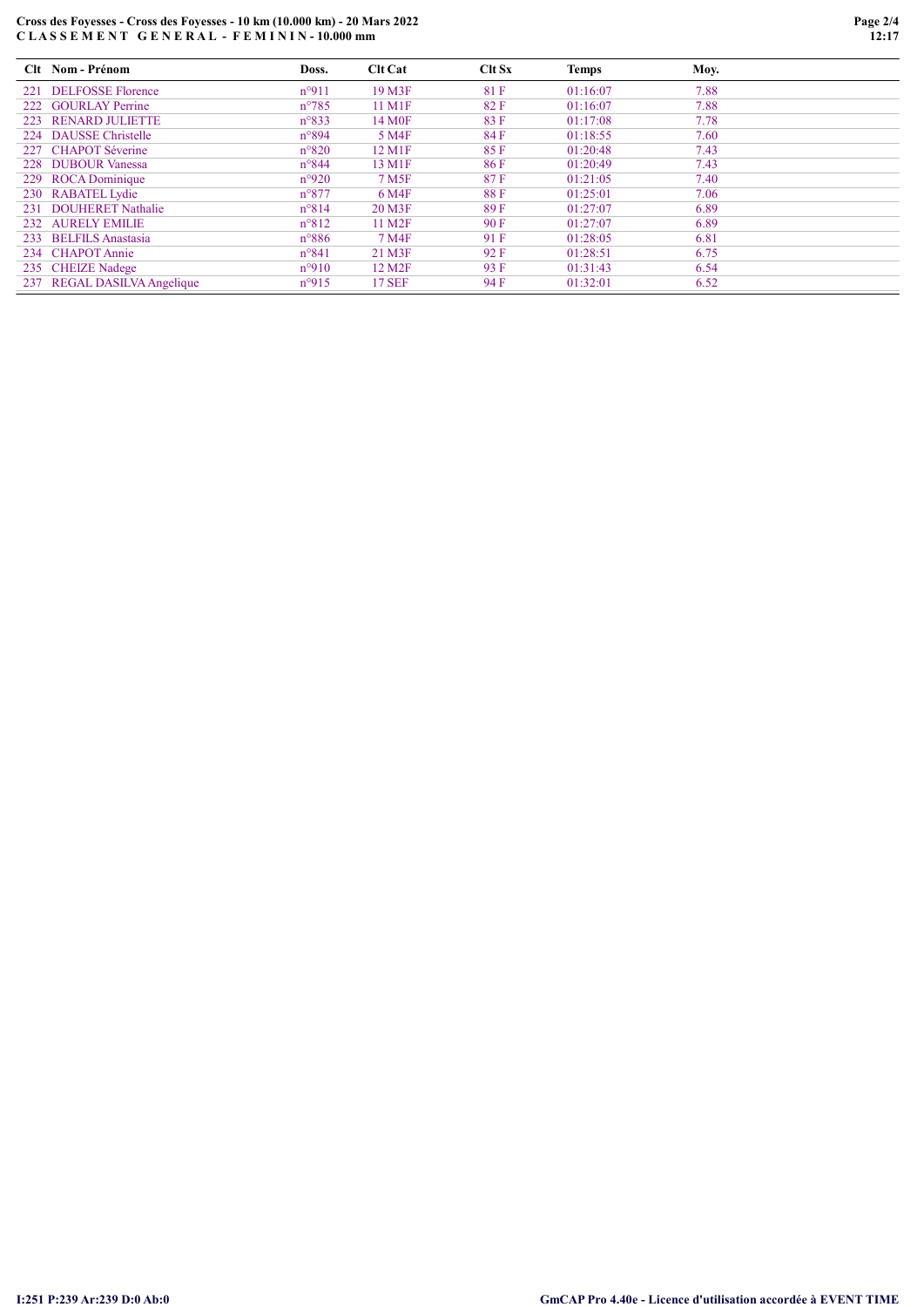**Cross des Foyesses - Cross des Foyesses - 10 km (10.000 km) - 20 Mars 2022**
**C L A S S E M E N T   G E N E R A L - F E M I N I N - 10.000 mm**

| Clt | Nom - Prénom | Doss. | Clt Cat | Clt Sx | Temps | Moy. |
|---|---|---|---|---|---|---|
| 221 | DELFOSSE Florence | n°911 | 19 M3F | 81 F | 01:16:07 | 7.88 |
| 222 | GOURLAY Perrine | n°785 | 11 M1F | 82 F | 01:16:07 | 7.88 |
| 223 | RENARD JULIETTE | n°833 | 14 M0F | 83 F | 01:17:08 | 7.78 |
| 224 | DAUSSE Christelle | n°894 | 5 M4F | 84 F | 01:18:55 | 7.60 |
| 227 | CHAPOT Séverine | n°820 | 12 M1F | 85 F | 01:20:48 | 7.43 |
| 228 | DUBOUR Vanessa | n°844 | 13 M1F | 86 F | 01:20:49 | 7.43 |
| 229 | ROCA Dominique | n°920 | 7 M5F | 87 F | 01:21:05 | 7.40 |
| 230 | RABATEL Lydie | n°877 | 6 M4F | 88 F | 01:25:01 | 7.06 |
| 231 | DOUHERET Nathalie | n°814 | 20 M3F | 89 F | 01:27:07 | 6.89 |
| 232 | AURELY EMILIE | n°812 | 11 M2F | 90 F | 01:27:07 | 6.89 |
| 233 | BELFILS Anastasia | n°886 | 7 M4F | 91 F | 01:28:05 | 6.81 |
| 234 | CHAPOT Annie | n°841 | 21 M3F | 92 F | 01:28:51 | 6.75 |
| 235 | CHEIZE Nadege | n°910 | 12 M2F | 93 F | 01:31:43 | 6.54 |
| 237 | REGAL DASILVA Angelique | n°915 | 17 SEF | 94 F | 01:32:01 | 6.52 |

I:251 P:239 Ar:239 D:0 Ab:0

GmCAP Pro 4.40e - Licence d'utilisation accordée à EVENT TIME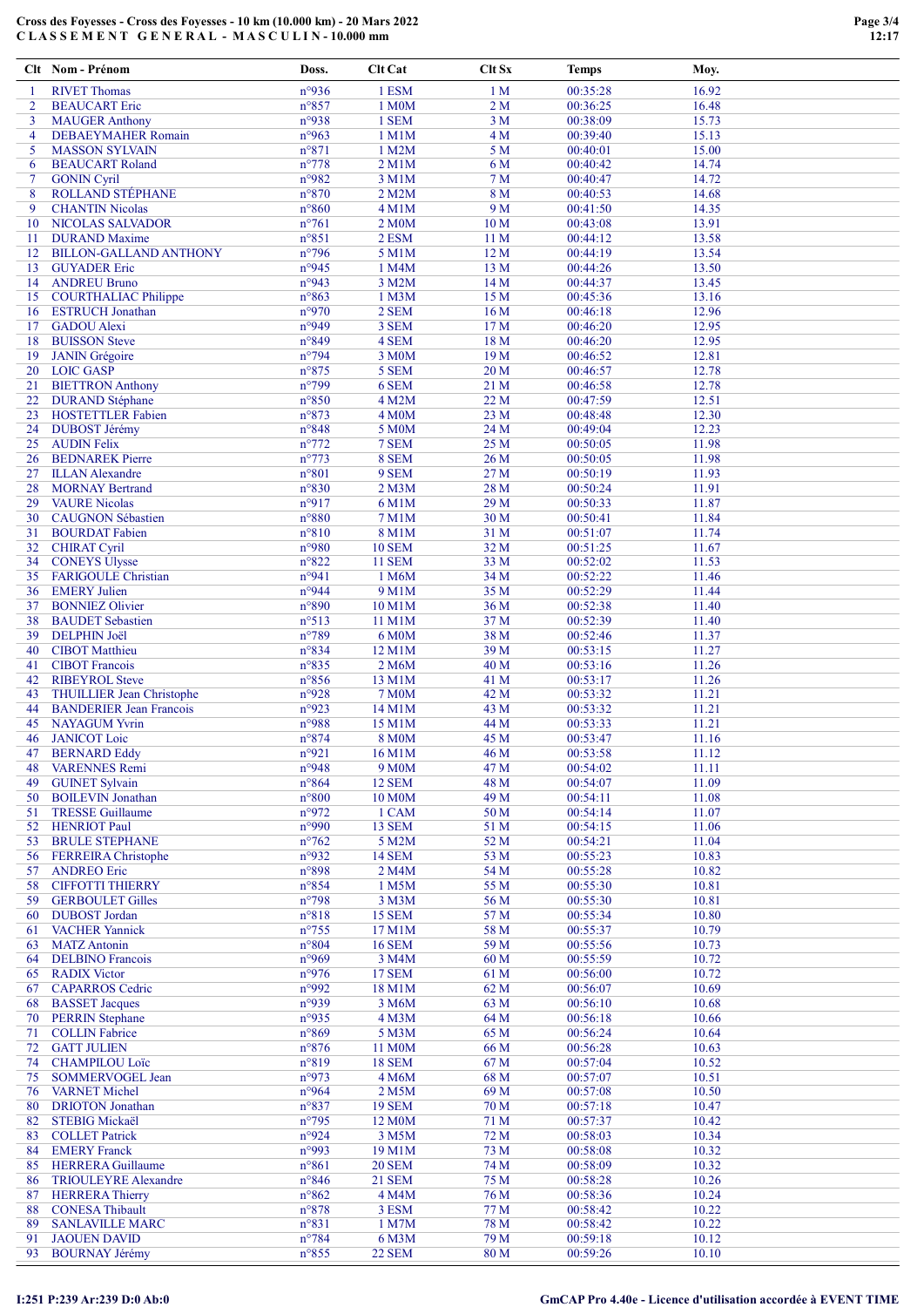# Cross des Foyesses - Cross des Foyesses - 10 km (10.000 km) - 20 Mars 2022
## C L A S S E M E N T   G E N E R A L - M A S C U L I N - 10.000 mm

| Clt | Nom - Prénom | Doss. | Clt Cat | Clt Sx | Temps | Moy. |
|---|---|---|---|---|---|---|
| 1 | RIVET Thomas | n°936 | 1 ESM | 1 M | 00:35:28 | 16.92 |
| 2 | BEAUCART Eric | n°857 | 1 M0M | 2 M | 00:36:25 | 16.48 |
| 3 | MAUGER Anthony | n°938 | 1 SEM | 3 M | 00:38:09 | 15.73 |
| 4 | DEBAEYMAHER Romain | n°963 | 1 M1M | 4 M | 00:39:40 | 15.13 |
| 5 | MASSON SYLVAIN | n°871 | 1 M2M | 5 M | 00:40:01 | 15.00 |
| 6 | BEAUCART Roland | n°778 | 2 M1M | 6 M | 00:40:42 | 14.74 |
| 7 | GONIN Cyril | n°982 | 3 M1M | 7 M | 00:40:47 | 14.72 |
| 8 | ROLLAND STÉPHANE | n°870 | 2 M2M | 8 M | 00:40:53 | 14.68 |
| 9 | CHANTIN Nicolas | n°860 | 4 M1M | 9 M | 00:41:50 | 14.35 |
| 10 | NICOLAS SALVADOR | n°761 | 2 M0M | 10 M | 00:43:08 | 13.91 |
| 11 | DURAND Maxime | n°851 | 2 ESM | 11 M | 00:44:12 | 13.58 |
| 12 | BILLON-GALLAND ANTHONY | n°796 | 5 M1M | 12 M | 00:44:19 | 13.54 |
| 13 | GUYADER Eric | n°945 | 1 M4M | 13 M | 00:44:26 | 13.50 |
| 14 | ANDREU Bruno | n°943 | 3 M2M | 14 M | 00:44:37 | 13.45 |
| 15 | COURTHALIAC Philippe | n°863 | 1 M3M | 15 M | 00:45:36 | 13.16 |
| 16 | ESTRUCH Jonathan | n°970 | 2 SEM | 16 M | 00:46:18 | 12.96 |
| 17 | GADOU Alexi | n°949 | 3 SEM | 17 M | 00:46:20 | 12.95 |
| 18 | BUISSON Steve | n°849 | 4 SEM | 18 M | 00:46:20 | 12.95 |
| 19 | JANIN Grégoire | n°794 | 3 M0M | 19 M | 00:46:52 | 12.81 |
| 20 | LOIC GASP | n°875 | 5 SEM | 20 M | 00:46:57 | 12.78 |
| 21 | BIETTRON Anthony | n°799 | 6 SEM | 21 M | 00:46:58 | 12.78 |
| 22 | DURAND Stéphane | n°850 | 4 M2M | 22 M | 00:47:59 | 12.51 |
| 23 | HOSTETTLER Fabien | n°873 | 4 M0M | 23 M | 00:48:48 | 12.30 |
| 24 | DUBOST Jérémy | n°848 | 5 M0M | 24 M | 00:49:04 | 12.23 |
| 25 | AUDIN Felix | n°772 | 7 SEM | 25 M | 00:50:05 | 11.98 |
| 26 | BEDNAREK Pierre | n°773 | 8 SEM | 26 M | 00:50:05 | 11.98 |
| 27 | ILLAN Alexandre | n°801 | 9 SEM | 27 M | 00:50:19 | 11.93 |
| 28 | MORNAY Bertrand | n°830 | 2 M3M | 28 M | 00:50:24 | 11.91 |
| 29 | VAURE Nicolas | n°917 | 6 M1M | 29 M | 00:50:33 | 11.87 |
| 30 | CAUGNON Sébastien | n°880 | 7 M1M | 30 M | 00:50:41 | 11.84 |
| 31 | BOURDAT Fabien | n°810 | 8 M1M | 31 M | 00:51:07 | 11.74 |
| 32 | CHIRAT Cyril | n°980 | 10 SEM | 32 M | 00:51:25 | 11.67 |
| 34 | CONEYS Ulysse | n°822 | 11 SEM | 33 M | 00:52:02 | 11.53 |
| 35 | FARIGOULE Christian | n°941 | 1 M6M | 34 M | 00:52:22 | 11.46 |
| 36 | EMERY Julien | n°944 | 9 M1M | 35 M | 00:52:29 | 11.44 |
| 37 | BONNIEZ Olivier | n°890 | 10 M1M | 36 M | 00:52:38 | 11.40 |
| 38 | BAUDET Sebastien | n°513 | 11 M1M | 37 M | 00:52:39 | 11.40 |
| 39 | DELPHIN Joël | n°789 | 6 M0M | 38 M | 00:52:46 | 11.37 |
| 40 | CIBOT Matthieu | n°834 | 12 M1M | 39 M | 00:53:15 | 11.27 |
| 41 | CIBOT Francois | n°835 | 2 M6M | 40 M | 00:53:16 | 11.26 |
| 42 | RIBEYROL Steve | n°856 | 13 M1M | 41 M | 00:53:17 | 11.26 |
| 43 | THUILLIER Jean Christophe | n°928 | 7 M0M | 42 M | 00:53:32 | 11.21 |
| 44 | BANDERIER Jean Francois | n°923 | 14 M1M | 43 M | 00:53:32 | 11.21 |
| 45 | NAYAGUM Yvrin | n°988 | 15 M1M | 44 M | 00:53:33 | 11.21 |
| 46 | JANICOT Loic | n°874 | 8 M0M | 45 M | 00:53:47 | 11.16 |
| 47 | BERNARD Eddy | n°921 | 16 M1M | 46 M | 00:53:58 | 11.12 |
| 48 | VARENNES Remi | n°948 | 9 M0M | 47 M | 00:54:02 | 11.11 |
| 49 | GUINET Sylvain | n°864 | 12 SEM | 48 M | 00:54:07 | 11.09 |
| 50 | BOILEVIN Jonathan | n°800 | 10 M0M | 49 M | 00:54:11 | 11.08 |
| 51 | TRESSE Guillaume | n°972 | 1 CAM | 50 M | 00:54:14 | 11.07 |
| 52 | HENRIOT Paul | n°990 | 13 SEM | 51 M | 00:54:15 | 11.06 |
| 53 | BRULE STEPHANE | n°762 | 5 M2M | 52 M | 00:54:21 | 11.04 |
| 56 | FERREIRA Christophe | n°932 | 14 SEM | 53 M | 00:55:23 | 10.83 |
| 57 | ANDREO Eric | n°898 | 2 M4M | 54 M | 00:55:28 | 10.82 |
| 58 | CIFFOTTI THIERRY | n°854 | 1 M5M | 55 M | 00:55:30 | 10.81 |
| 59 | GERBOULET Gilles | n°798 | 3 M3M | 56 M | 00:55:30 | 10.81 |
| 60 | DUBOST Jordan | n°818 | 15 SEM | 57 M | 00:55:34 | 10.80 |
| 61 | VACHER Yannick | n°755 | 17 M1M | 58 M | 00:55:37 | 10.79 |
| 63 | MATZ Antonin | n°804 | 16 SEM | 59 M | 00:55:56 | 10.73 |
| 64 | DELBINO Francois | n°969 | 3 M4M | 60 M | 00:55:59 | 10.72 |
| 65 | RADIX Victor | n°976 | 17 SEM | 61 M | 00:56:00 | 10.72 |
| 67 | CAPARROS Cedric | n°992 | 18 M1M | 62 M | 00:56:07 | 10.69 |
| 68 | BASSET Jacques | n°939 | 3 M6M | 63 M | 00:56:10 | 10.68 |
| 70 | PERRIN Stephane | n°935 | 4 M3M | 64 M | 00:56:18 | 10.66 |
| 71 | COLLIN Fabrice | n°869 | 5 M3M | 65 M | 00:56:24 | 10.64 |
| 72 | GATT JULIEN | n°876 | 11 M0M | 66 M | 00:56:28 | 10.63 |
| 74 | CHAMPILOU Loïc | n°819 | 18 SEM | 67 M | 00:57:04 | 10.52 |
| 75 | SOMMERVOGEL Jean | n°973 | 4 M6M | 68 M | 00:57:07 | 10.51 |
| 76 | VARNET Michel | n°964 | 2 M5M | 69 M | 00:57:08 | 10.50 |
| 80 | DRIOTON Jonathan | n°837 | 19 SEM | 70 M | 00:57:18 | 10.47 |
| 82 | STEBIG Mickaël | n°795 | 12 M0M | 71 M | 00:57:37 | 10.42 |
| 83 | COLLET Patrick | n°924 | 3 M5M | 72 M | 00:58:03 | 10.34 |
| 84 | EMERY Franck | n°993 | 19 M1M | 73 M | 00:58:08 | 10.32 |
| 85 | HERRERA Guillaume | n°861 | 20 SEM | 74 M | 00:58:09 | 10.32 |
| 86 | TRIOULEYRE Alexandre | n°846 | 21 SEM | 75 M | 00:58:28 | 10.26 |
| 87 | HERRERA Thierry | n°862 | 4 M4M | 76 M | 00:58:36 | 10.24 |
| 88 | CONESA Thibault | n°878 | 3 ESM | 77 M | 00:58:42 | 10.22 |
| 89 | SANLAVILLE MARC | n°831 | 1 M7M | 78 M | 00:58:42 | 10.22 |
| 91 | JAOUEN DAVID | n°784 | 6 M3M | 79 M | 00:59:18 | 10.12 |
| 93 | BOURNAY Jérémy | n°855 | 22 SEM | 80 M | 00:59:26 | 10.10 |

I:251 P:239 Ar:239 D:0 Ab:0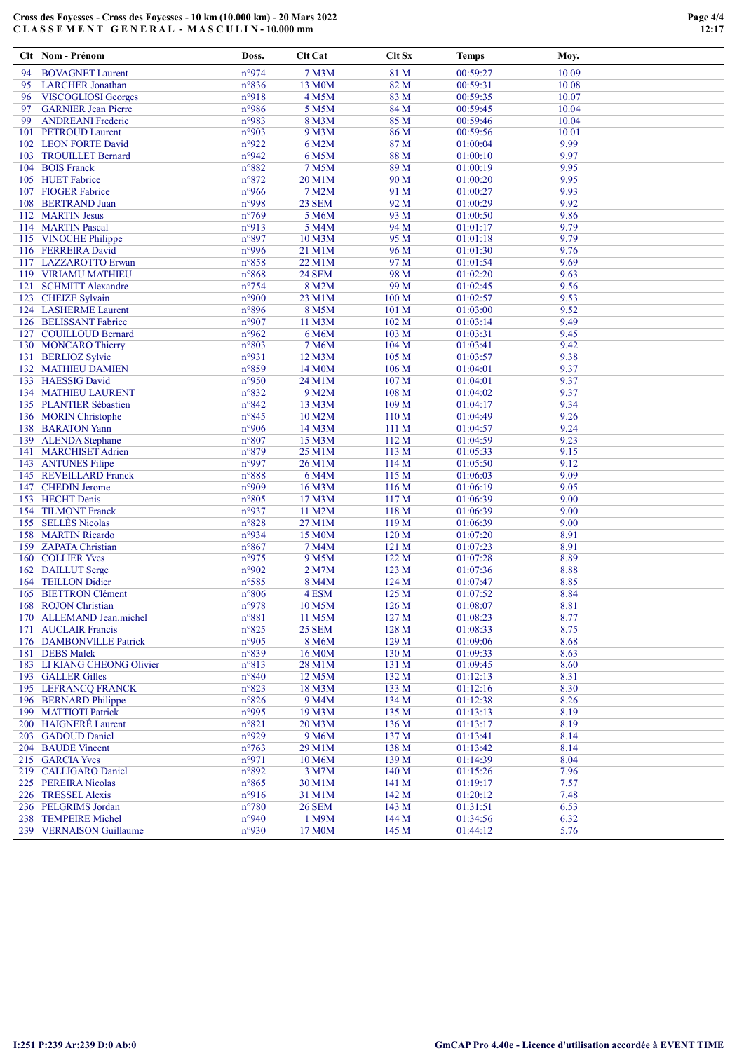**Cross des Foyesses - Cross des Foyesses - 10 km (10.000 km) - 20 Mars 2022**
**C L A S S E M E N T G E N E R A L - M A S C U L I N - 10.000 mm**

| Clt | Nom - Prénom | Doss. | Clt Cat | Clt Sx | Temps | Moy. |
|---|---|---|---|---|---|---|
| 94 | BOVAGNET Laurent | n°974 | 7 M3M | 81 M | 00:59:27 | 10.09 |
| 95 | LARCHER Jonathan | n°836 | 13 M0M | 82 M | 00:59:31 | 10.08 |
| 96 | VISCOGLIOSI Georges | n°918 | 4 M5M | 83 M | 00:59:35 | 10.07 |
| 97 | GARNIER Jean Pierre | n°986 | 5 M5M | 84 M | 00:59:45 | 10.04 |
| 99 | ANDREANI Frederic | n°983 | 8 M3M | 85 M | 00:59:46 | 10.04 |
| 101 | PETROUD Laurent | n°903 | 9 M3M | 86 M | 00:59:56 | 10.01 |
| 102 | LEON FORTE David | n°922 | 6 M2M | 87 M | 01:00:04 | 9.99 |
| 103 | TROUILLET Bernard | n°942 | 6 M5M | 88 M | 01:00:10 | 9.97 |
| 104 | BOIS Franck | n°882 | 7 M5M | 89 M | 01:00:19 | 9.95 |
| 105 | HUET Fabrice | n°872 | 20 M1M | 90 M | 01:00:20 | 9.95 |
| 107 | FIOGER Fabrice | n°966 | 7 M2M | 91 M | 01:00:27 | 9.93 |
| 108 | BERTRAND Juan | n°998 | 23 SEM | 92 M | 01:00:29 | 9.92 |
| 112 | MARTIN Jesus | n°769 | 5 M6M | 93 M | 01:00:50 | 9.86 |
| 114 | MARTIN Pascal | n°913 | 5 M4M | 94 M | 01:01:17 | 9.79 |
| 115 | VINOCHE Philippe | n°897 | 10 M3M | 95 M | 01:01:18 | 9.79 |
| 116 | FERREIRA David | n°996 | 21 M1M | 96 M | 01:01:30 | 9.76 |
| 117 | LAZZAROTTO Erwan | n°858 | 22 M1M | 97 M | 01:01:54 | 9.69 |
| 119 | VIRIAMU MATHIEU | n°868 | 24 SEM | 98 M | 01:02:20 | 9.63 |
| 121 | SCHMITT Alexandre | n°754 | 8 M2M | 99 M | 01:02:45 | 9.56 |
| 123 | CHEIZE Sylvain | n°900 | 23 M1M | 100 M | 01:02:57 | 9.53 |
| 124 | LASHERME Laurent | n°896 | 8 M5M | 101 M | 01:03:00 | 9.52 |
| 126 | BELISSANT Fabrice | n°907 | 11 M3M | 102 M | 01:03:14 | 9.49 |
| 127 | COUILLOUD Bernard | n°962 | 6 M6M | 103 M | 01:03:31 | 9.45 |
| 130 | MONCARO Thierry | n°803 | 7 M6M | 104 M | 01:03:41 | 9.42 |
| 131 | BERLIOZ Sylvie | n°931 | 12 M3M | 105 M | 01:03:57 | 9.38 |
| 132 | MATHIEU DAMIEN | n°859 | 14 M0M | 106 M | 01:04:01 | 9.37 |
| 133 | HAESSIG David | n°950 | 24 M1M | 107 M | 01:04:01 | 9.37 |
| 134 | MATHIEU LAURENT | n°832 | 9 M2M | 108 M | 01:04:02 | 9.37 |
| 135 | PLANTIER Sébastien | n°842 | 13 M3M | 109 M | 01:04:17 | 9.34 |
| 136 | MORIN Christophe | n°845 | 10 M2M | 110 M | 01:04:49 | 9.26 |
| 138 | BARATON Yann | n°906 | 14 M3M | 111 M | 01:04:57 | 9.24 |
| 139 | ALENDA Stephane | n°807 | 15 M3M | 112 M | 01:04:59 | 9.23 |
| 141 | MARCHISET Adrien | n°879 | 25 M1M | 113 M | 01:05:33 | 9.15 |
| 143 | ANTUNES Filipe | n°997 | 26 M1M | 114 M | 01:05:50 | 9.12 |
| 145 | REVEILLARD Franck | n°888 | 6 M4M | 115 M | 01:06:03 | 9.09 |
| 147 | CHEDIN Jerome | n°909 | 16 M3M | 116 M | 01:06:19 | 9.05 |
| 153 | HECHT Denis | n°805 | 17 M3M | 117 M | 01:06:39 | 9.00 |
| 154 | TILMONT Franck | n°937 | 11 M2M | 118 M | 01:06:39 | 9.00 |
| 155 | SELLÈS Nicolas | n°828 | 27 M1M | 119 M | 01:06:39 | 9.00 |
| 158 | MARTIN Ricardo | n°934 | 15 M0M | 120 M | 01:07:20 | 8.91 |
| 159 | ZAPATA Christian | n°867 | 7 M4M | 121 M | 01:07:23 | 8.91 |
| 160 | COLLIER Yves | n°975 | 9 M5M | 122 M | 01:07:28 | 8.89 |
| 162 | DAILLUT Serge | n°902 | 2 M7M | 123 M | 01:07:36 | 8.88 |
| 164 | TEILLON Didier | n°585 | 8 M4M | 124 M | 01:07:47 | 8.85 |
| 165 | BIETTRON Clément | n°806 | 4 ESM | 125 M | 01:07:52 | 8.84 |
| 168 | ROJON Christian | n°978 | 10 M5M | 126 M | 01:08:07 | 8.81 |
| 170 | ALLEMAND Jean.michel | n°881 | 11 M5M | 127 M | 01:08:23 | 8.77 |
| 171 | AUCLAIR Francis | n°825 | 25 SEM | 128 M | 01:08:33 | 8.75 |
| 176 | DAMBONVILLE Patrick | n°905 | 8 M6M | 129 M | 01:09:06 | 8.68 |
| 181 | DEBS Malek | n°839 | 16 M0M | 130 M | 01:09:33 | 8.63 |
| 183 | LI KIANG CHEONG Olivier | n°813 | 28 M1M | 131 M | 01:09:45 | 8.60 |
| 193 | GALLER Gilles | n°840 | 12 M5M | 132 M | 01:12:13 | 8.31 |
| 195 | LEFRANCQ FRANCK | n°823 | 18 M3M | 133 M | 01:12:16 | 8.30 |
| 196 | BERNARD Philippe | n°826 | 9 M4M | 134 M | 01:12:38 | 8.26 |
| 199 | MATTIOTI Patrick | n°995 | 19 M3M | 135 M | 01:13:13 | 8.19 |
| 200 | HAIGNERÉ Laurent | n°821 | 20 M3M | 136 M | 01:13:17 | 8.19 |
| 203 | GADOUD Daniel | n°929 | 9 M6M | 137 M | 01:13:41 | 8.14 |
| 204 | BAUDE Vincent | n°763 | 29 M1M | 138 M | 01:13:42 | 8.14 |
| 215 | GARCIA Yves | n°971 | 10 M6M | 139 M | 01:14:39 | 8.04 |
| 219 | CALLIGARO Daniel | n°892 | 3 M7M | 140 M | 01:15:26 | 7.96 |
| 225 | PEREIRA Nicolas | n°865 | 30 M1M | 141 M | 01:19:17 | 7.57 |
| 226 | TRESSEL Alexis | n°916 | 31 M1M | 142 M | 01:20:12 | 7.48 |
| 236 | PELGRIMS Jordan | n°780 | 26 SEM | 143 M | 01:31:51 | 6.53 |
| 238 | TEMPEIRE Michel | n°940 | 1 M9M | 144 M | 01:34:56 | 6.32 |
| 239 | VERNAISON Guillaume | n°930 | 17 M0M | 145 M | 01:44:12 | 5.76 |

I:251 P:239 Ar:239 D:0 Ab:0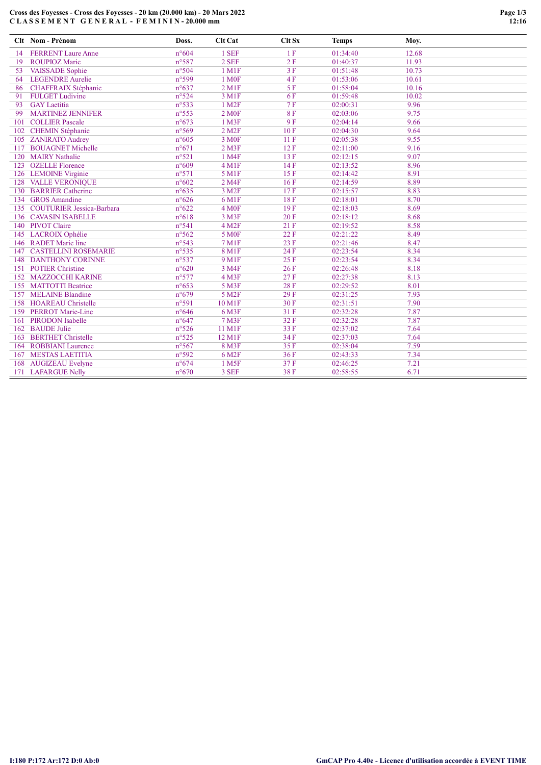**Cross des Foyesses - Cross des Foyesses - 20 km (20.000 km) - 20 Mars 2022**
**C L A S S E M E N T   G E N E R A L - F E M I N I N - 20.000 mm**

| Clt | Nom - Prénom | Doss. | Clt Cat | Clt Sx | Temps | Moy. |
|---|---|---|---|---|---|---|
| 14 | FERRENT Laure Anne | n°604 | 1 SEF | 1 F | 01:34:40 | 12.68 |
| 19 | ROUPIOZ Marie | n°587 | 2 SEF | 2 F | 01:40:37 | 11.93 |
| 53 | VAISSADE Sophie | n°504 | 1 M1F | 3 F | 01:51:48 | 10.73 |
| 64 | LEGENDRE Aurelie | n°599 | 1 M0F | 4 F | 01:53:06 | 10.61 |
| 86 | CHAFFRAIX Stéphanie | n°637 | 2 M1F | 5 F | 01:58:04 | 10.16 |
| 91 | FULGET Ludivine | n°524 | 3 M1F | 6 F | 01:59:48 | 10.02 |
| 93 | GAY Laetitia | n°533 | 1 M2F | 7 F | 02:00:31 | 9.96 |
| 99 | MARTINEZ JENNIFER | n°553 | 2 M0F | 8 F | 02:03:06 | 9.75 |
| 101 | COLLIER Pascale | n°673 | 1 M3F | 9 F | 02:04:14 | 9.66 |
| 102 | CHEMIN Stéphanie | n°569 | 2 M2F | 10 F | 02:04:30 | 9.64 |
| 105 | ZANIRATO Audrey | n°605 | 3 M0F | 11 F | 02:05:38 | 9.55 |
| 117 | BOUAGNET Michelle | n°671 | 2 M3F | 12 F | 02:11:00 | 9.16 |
| 120 | MAIRY Nathalie | n°521 | 1 M4F | 13 F | 02:12:15 | 9.07 |
| 123 | OZELLE Florence | n°609 | 4 M1F | 14 F | 02:13:52 | 8.96 |
| 126 | LEMOINE Virginie | n°571 | 5 M1F | 15 F | 02:14:42 | 8.91 |
| 128 | VALLE VERONIQUE | n°602 | 2 M4F | 16 F | 02:14:59 | 8.89 |
| 130 | BARRIER Catherine | n°635 | 3 M2F | 17 F | 02:15:57 | 8.83 |
| 134 | GROS Amandine | n°626 | 6 M1F | 18 F | 02:18:01 | 8.70 |
| 135 | COUTURIER Jessica-Barbara | n°622 | 4 M0F | 19 F | 02:18:03 | 8.69 |
| 136 | CAVASIN ISABELLE | n°618 | 3 M3F | 20 F | 02:18:12 | 8.68 |
| 140 | PIVOT Claire | n°541 | 4 M2F | 21 F | 02:19:52 | 8.58 |
| 145 | LACROIX Ophélie | n°562 | 5 M0F | 22 F | 02:21:22 | 8.49 |
| 146 | RADET Marie line | n°543 | 7 M1F | 23 F | 02:21:46 | 8.47 |
| 147 | CASTELLINI ROSEMARIE | n°535 | 8 M1F | 24 F | 02:23:54 | 8.34 |
| 148 | DANTHONY CORINNE | n°537 | 9 M1F | 25 F | 02:23:54 | 8.34 |
| 151 | POTIER Christine | n°620 | 3 M4F | 26 F | 02:26:48 | 8.18 |
| 152 | MAZZOCCHI KARINE | n°577 | 4 M3F | 27 F | 02:27:38 | 8.13 |
| 155 | MATTOTTI Beatrice | n°653 | 5 M3F | 28 F | 02:29:52 | 8.01 |
| 157 | MELAINE Blandine | n°679 | 5 M2F | 29 F | 02:31:25 | 7.93 |
| 158 | HOAREAU Christelle | n°591 | 10 M1F | 30 F | 02:31:51 | 7.90 |
| 159 | PERROT Marie-Line | n°646 | 6 M3F | 31 F | 02:32:28 | 7.87 |
| 161 | PIRODON Isabelle | n°647 | 7 M3F | 32 F | 02:32:28 | 7.87 |
| 162 | BAUDE Julie | n°526 | 11 M1F | 33 F | 02:37:02 | 7.64 |
| 163 | BERTHET Christelle | n°525 | 12 M1F | 34 F | 02:37:03 | 7.64 |
| 164 | ROBBIANI Laurence | n°567 | 8 M3F | 35 F | 02:38:04 | 7.59 |
| 167 | MESTAS LAETITIA | n°592 | 6 M2F | 36 F | 02:43:33 | 7.34 |
| 168 | AUGIZEAU Evelyne | n°674 | 1 M5F | 37 F | 02:46:25 | 7.21 |
| 171 | LAFARGUE Nelly | n°670 | 3 SEF | 38 F | 02:58:55 | 6.71 |

I:180 P:172 Ar:172 D:0 Ab:0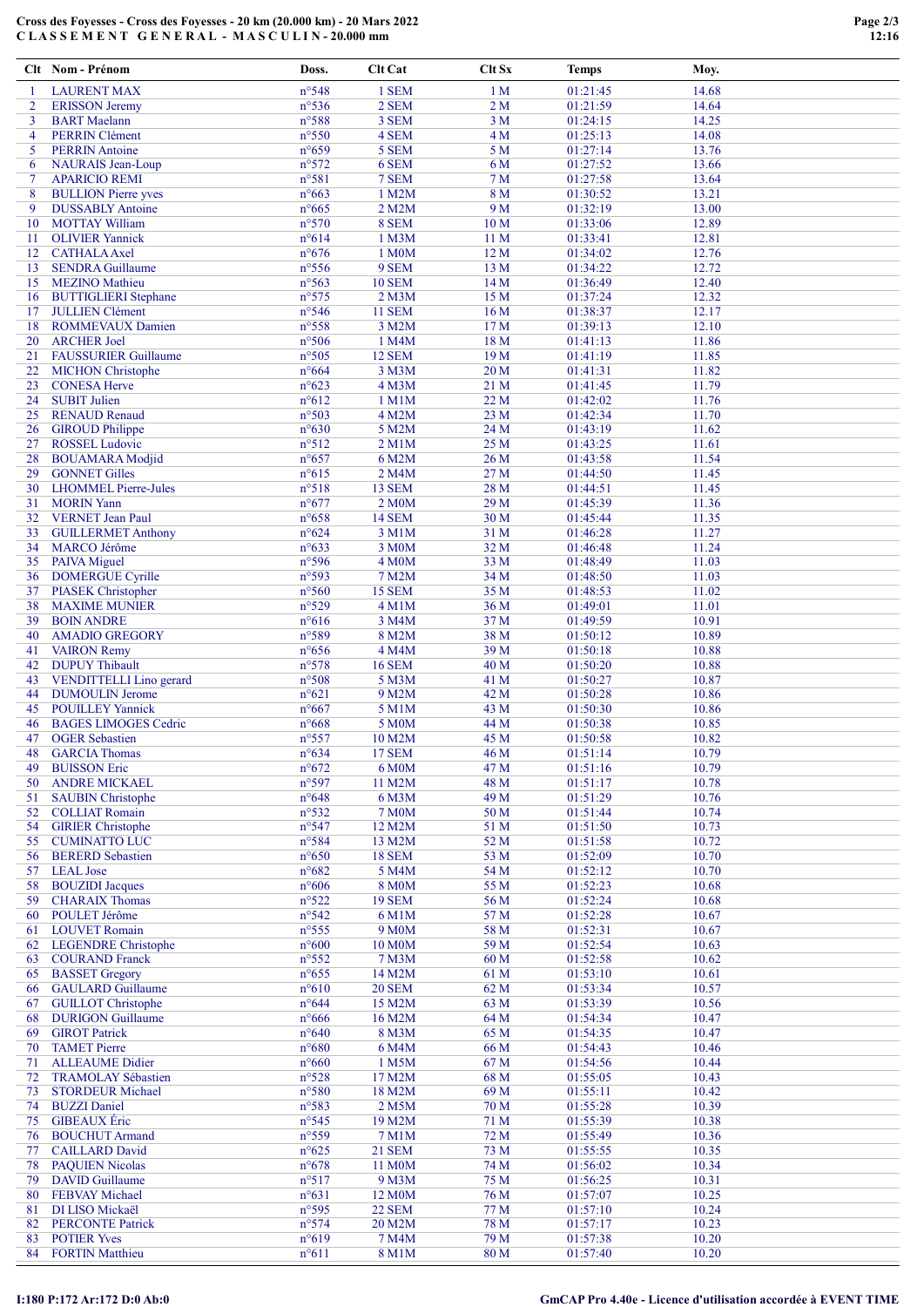**Cross des Foyesses - Cross des Foyesses - 20 km (20.000 km) - 20 Mars 2022**
**C L A S S E M E N T   G E N E R A L - M A S C U L I N - 20.000 mm**

| Clt | Nom - Prénom | Doss. | Clt Cat | Clt Sx | Temps | Moy. |
|---|---|---|---|---|---|---|
| 1 | LAURENT MAX | n°548 | 1 SEM | 1 M | 01:21:45 | 14.68 |
| 2 | ERISSON Jeremy | n°536 | 2 SEM | 2 M | 01:21:59 | 14.64 |
| 3 | BART Maelann | n°588 | 3 SEM | 3 M | 01:24:15 | 14.25 |
| 4 | PERRIN Clément | n°550 | 4 SEM | 4 M | 01:25:13 | 14.08 |
| 5 | PERRIN Antoine | n°659 | 5 SEM | 5 M | 01:27:14 | 13.76 |
| 6 | NAURAIS Jean-Loup | n°572 | 6 SEM | 6 M | 01:27:52 | 13.66 |
| 7 | APARICIO REMI | n°581 | 7 SEM | 7 M | 01:27:58 | 13.64 |
| 8 | BULLION Pierre yves | n°663 | 1 M2M | 8 M | 01:30:52 | 13.21 |
| 9 | DUSSABLY Antoine | n°665 | 2 M2M | 9 M | 01:32:19 | 13.00 |
| 10 | MOTTAY William | n°570 | 8 SEM | 10 M | 01:33:06 | 12.89 |
| 11 | OLIVIER Yannick | n°614 | 1 M3M | 11 M | 01:33:41 | 12.81 |
| 12 | CATHALA Axel | n°676 | 1 M0M | 12 M | 01:34:02 | 12.76 |
| 13 | SENDRA Guillaume | n°556 | 9 SEM | 13 M | 01:34:22 | 12.72 |
| 15 | MEZINO Mathieu | n°563 | 10 SEM | 14 M | 01:36:49 | 12.40 |
| 16 | BUTTIGLIERI Stephane | n°575 | 2 M3M | 15 M | 01:37:24 | 12.32 |
| 17 | JULLIEN Clément | n°546 | 11 SEM | 16 M | 01:38:37 | 12.17 |
| 18 | ROMMEVAUX Damien | n°558 | 3 M2M | 17 M | 01:39:13 | 12.10 |
| 20 | ARCHER Joel | n°506 | 1 M4M | 18 M | 01:41:13 | 11.86 |
| 21 | FAUSSURIER Guillaume | n°505 | 12 SEM | 19 M | 01:41:19 | 11.85 |
| 22 | MICHON Christophe | n°664 | 3 M3M | 20 M | 01:41:31 | 11.82 |
| 23 | CONESA Herve | n°623 | 4 M3M | 21 M | 01:41:45 | 11.79 |
| 24 | SUBIT Julien | n°612 | 1 M1M | 22 M | 01:42:02 | 11.76 |
| 25 | RENAUD Renaud | n°503 | 4 M2M | 23 M | 01:42:34 | 11.70 |
| 26 | GIROUD Philippe | n°630 | 5 M2M | 24 M | 01:43:19 | 11.62 |
| 27 | ROSSEL Ludovic | n°512 | 2 M1M | 25 M | 01:43:25 | 11.61 |
| 28 | BOUAMARA Modjid | n°657 | 6 M2M | 26 M | 01:43:58 | 11.54 |
| 29 | GONNET Gilles | n°615 | 2 M4M | 27 M | 01:44:50 | 11.45 |
| 30 | LHOMMEL Pierre-Jules | n°518 | 13 SEM | 28 M | 01:44:51 | 11.45 |
| 31 | MORIN Yann | n°677 | 2 M0M | 29 M | 01:45:39 | 11.36 |
| 32 | VERNET Jean Paul | n°658 | 14 SEM | 30 M | 01:45:44 | 11.35 |
| 33 | GUILLERMET Anthony | n°624 | 3 M1M | 31 M | 01:46:28 | 11.27 |
| 34 | MARCO Jérôme | n°633 | 3 M0M | 32 M | 01:46:48 | 11.24 |
| 35 | PAIVA Miguel | n°596 | 4 M0M | 33 M | 01:48:49 | 11.03 |
| 36 | DOMERGUE Cyrille | n°593 | 7 M2M | 34 M | 01:48:50 | 11.03 |
| 37 | PIASEK Christopher | n°560 | 15 SEM | 35 M | 01:48:53 | 11.02 |
| 38 | MAXIME MUNIER | n°529 | 4 M1M | 36 M | 01:49:01 | 11.01 |
| 39 | BOIN ANDRE | n°616 | 3 M4M | 37 M | 01:49:59 | 10.91 |
| 40 | AMADIO GREGORY | n°589 | 8 M2M | 38 M | 01:50:12 | 10.89 |
| 41 | VAIRON Remy | n°656 | 4 M4M | 39 M | 01:50:18 | 10.88 |
| 42 | DUPUY Thibault | n°578 | 16 SEM | 40 M | 01:50:20 | 10.88 |
| 43 | VENDITTELLI Lino gerard | n°508 | 5 M3M | 41 M | 01:50:27 | 10.87 |
| 44 | DUMOULIN Jerome | n°621 | 9 M2M | 42 M | 01:50:28 | 10.86 |
| 45 | POUILLEY Yannick | n°667 | 5 M1M | 43 M | 01:50:30 | 10.86 |
| 46 | BAGES LIMOGES Cedric | n°668 | 5 M0M | 44 M | 01:50:38 | 10.85 |
| 47 | OGER Sebastien | n°557 | 10 M2M | 45 M | 01:50:58 | 10.82 |
| 48 | GARCIA Thomas | n°634 | 17 SEM | 46 M | 01:51:14 | 10.79 |
| 49 | BUISSON Eric | n°672 | 6 M0M | 47 M | 01:51:16 | 10.79 |
| 50 | ANDRE MICKAEL | n°597 | 11 M2M | 48 M | 01:51:17 | 10.78 |
| 51 | SAUBIN Christophe | n°648 | 6 M3M | 49 M | 01:51:29 | 10.76 |
| 52 | COLLIAT Romain | n°532 | 7 M0M | 50 M | 01:51:44 | 10.74 |
| 54 | GIRIER Christophe | n°547 | 12 M2M | 51 M | 01:51:50 | 10.73 |
| 55 | CUMINATTO LUC | n°584 | 13 M2M | 52 M | 01:51:58 | 10.72 |
| 56 | BERERD Sebastien | n°650 | 18 SEM | 53 M | 01:52:09 | 10.70 |
| 57 | LEAL Jose | n°682 | 5 M4M | 54 M | 01:52:12 | 10.70 |
| 58 | BOUZIDI Jacques | n°606 | 8 M0M | 55 M | 01:52:23 | 10.68 |
| 59 | CHARAIX Thomas | n°522 | 19 SEM | 56 M | 01:52:24 | 10.68 |
| 60 | POULET Jérôme | n°542 | 6 M1M | 57 M | 01:52:28 | 10.67 |
| 61 | LOUVET Romain | n°555 | 9 M0M | 58 M | 01:52:31 | 10.67 |
| 62 | LEGENDRE Christophe | n°600 | 10 M0M | 59 M | 01:52:54 | 10.63 |
| 63 | COURAND Franck | n°552 | 7 M3M | 60 M | 01:52:58 | 10.62 |
| 65 | BASSET Gregory | n°655 | 14 M2M | 61 M | 01:53:10 | 10.61 |
| 66 | GAULARD Guillaume | n°610 | 20 SEM | 62 M | 01:53:34 | 10.57 |
| 67 | GUILLOT Christophe | n°644 | 15 M2M | 63 M | 01:53:39 | 10.56 |
| 68 | DURIGON Guillaume | n°666 | 16 M2M | 64 M | 01:54:34 | 10.47 |
| 69 | GIROT Patrick | n°640 | 8 M3M | 65 M | 01:54:35 | 10.47 |
| 70 | TAMET Pierre | n°680 | 6 M4M | 66 M | 01:54:43 | 10.46 |
| 71 | ALLEAUME Didier | n°660 | 1 M5M | 67 M | 01:54:56 | 10.44 |
| 72 | TRAMOLAY Sébastien | n°528 | 17 M2M | 68 M | 01:55:05 | 10.43 |
| 73 | STORDEUR Michael | n°580 | 18 M2M | 69 M | 01:55:11 | 10.42 |
| 74 | BUZZI Daniel | n°583 | 2 M5M | 70 M | 01:55:28 | 10.39 |
| 75 | GIBEAUX Éric | n°545 | 19 M2M | 71 M | 01:55:39 | 10.38 |
| 76 | BOUCHUT Armand | n°559 | 7 M1M | 72 M | 01:55:49 | 10.36 |
| 77 | CAILLARD David | n°625 | 21 SEM | 73 M | 01:55:55 | 10.35 |
| 78 | PAQUIEN Nicolas | n°678 | 11 M0M | 74 M | 01:56:02 | 10.34 |
| 79 | DAVID Guillaume | n°517 | 9 M3M | 75 M | 01:56:25 | 10.31 |
| 80 | FEBVAY Michael | n°631 | 12 M0M | 76 M | 01:57:07 | 10.25 |
| 81 | DI LISO Mickaël | n°595 | 22 SEM | 77 M | 01:57:10 | 10.24 |
| 82 | PERCONTE Patrick | n°574 | 20 M2M | 78 M | 01:57:17 | 10.23 |
| 83 | POTIER Yves | n°619 | 7 M4M | 79 M | 01:57:38 | 10.20 |
| 84 | FORTIN Matthieu | n°611 | 8 M1M | 80 M | 01:57:40 | 10.20 |

I:180 P:172 Ar:172 D:0 Ab:0

GmCAP Pro 4.40e - Licence d'utilisation accordée à EVENT TIME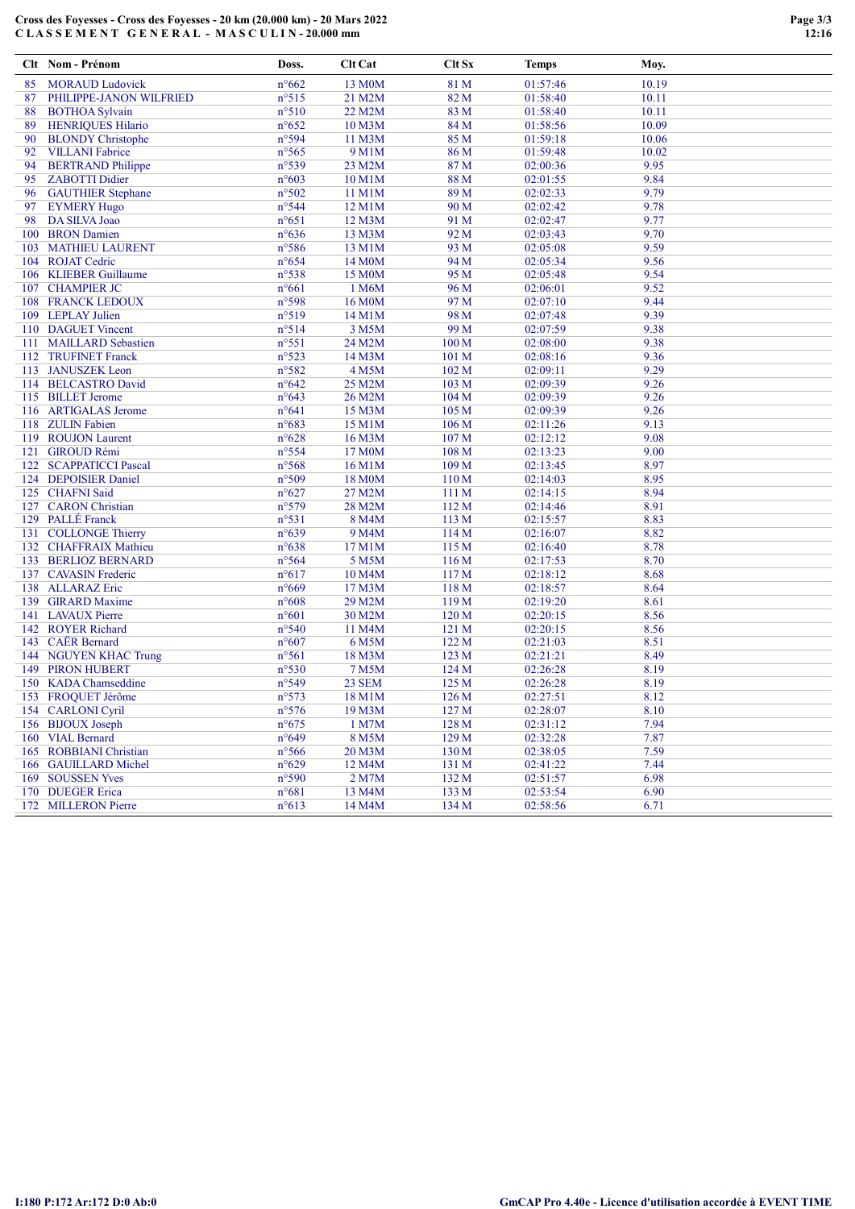**Cross des Foyesses - Cross des Foyesses - 20 km (20.000 km) - 20 Mars 2022**
**C L A S S E M E N T   G E N E R A L - M A S C U L I N - 20.000 mm**

| Clt | Nom - Prénom | Doss. | Clt Cat | Clt Sx | Temps | Moy. |
|---|---|---|---|---|---|---|
| 85 | MORAUD Ludovick | n°662 | 13 M0M | 81 M | 01:57:46 | 10.19 |
| 87 | PHILIPPE-JANON WILFRIED | n°515 | 21 M2M | 82 M | 01:58:40 | 10.11 |
| 88 | BOTHOA Sylvain | n°510 | 22 M2M | 83 M | 01:58:40 | 10.11 |
| 89 | HENRIQUES Hilario | n°652 | 10 M3M | 84 M | 01:58:56 | 10.09 |
| 90 | BLONDY Christophe | n°594 | 11 M3M | 85 M | 01:59:18 | 10.06 |
| 92 | VILLANI Fabrice | n°565 | 9 M1M | 86 M | 01:59:48 | 10.02 |
| 94 | BERTRAND Philippe | n°539 | 23 M2M | 87 M | 02:00:36 | 9.95 |
| 95 | ZABOTTI Didier | n°603 | 10 M1M | 88 M | 02:01:55 | 9.84 |
| 96 | GAUTHIER Stephane | n°502 | 11 M1M | 89 M | 02:02:33 | 9.79 |
| 97 | EYMERY Hugo | n°544 | 12 M1M | 90 M | 02:02:42 | 9.78 |
| 98 | DA SILVA Joao | n°651 | 12 M3M | 91 M | 02:02:47 | 9.77 |
| 100 | BRON Damien | n°636 | 13 M3M | 92 M | 02:03:43 | 9.70 |
| 103 | MATHIEU LAURENT | n°586 | 13 M1M | 93 M | 02:05:08 | 9.59 |
| 104 | ROJAT Cedric | n°654 | 14 M0M | 94 M | 02:05:34 | 9.56 |
| 106 | KLIEBER Guillaume | n°538 | 15 M0M | 95 M | 02:05:48 | 9.54 |
| 107 | CHAMPIER JC | n°661 | 1 M6M | 96 M | 02:06:01 | 9.52 |
| 108 | FRANCK LEDOUX | n°598 | 16 M0M | 97 M | 02:07:10 | 9.44 |
| 109 | LEPLAY Julien | n°519 | 14 M1M | 98 M | 02:07:48 | 9.39 |
| 110 | DAGUET Vincent | n°514 | 3 M5M | 99 M | 02:07:59 | 9.38 |
| 111 | MAILLARD Sebastien | n°551 | 24 M2M | 100 M | 02:08:00 | 9.38 |
| 112 | TRUFINET Franck | n°523 | 14 M3M | 101 M | 02:08:16 | 9.36 |
| 113 | JANUSZEK Leon | n°582 | 4 M5M | 102 M | 02:09:11 | 9.29 |
| 114 | BELCASTRO David | n°642 | 25 M2M | 103 M | 02:09:39 | 9.26 |
| 115 | BILLET Jerome | n°643 | 26 M2M | 104 M | 02:09:39 | 9.26 |
| 116 | ARTIGALAS Jerome | n°641 | 15 M3M | 105 M | 02:09:39 | 9.26 |
| 118 | ZULIN Fabien | n°683 | 15 M1M | 106 M | 02:11:26 | 9.13 |
| 119 | ROUJON Laurent | n°628 | 16 M3M | 107 M | 02:12:12 | 9.08 |
| 121 | GIROUD Rémi | n°554 | 17 M0M | 108 M | 02:13:23 | 9.00 |
| 122 | SCAPPATICCI Pascal | n°568 | 16 M1M | 109 M | 02:13:45 | 8.97 |
| 124 | DEPOISIER Daniel | n°509 | 18 M0M | 110 M | 02:14:03 | 8.95 |
| 125 | CHAFNI Said | n°627 | 27 M2M | 111 M | 02:14:15 | 8.94 |
| 127 | CARON Christian | n°579 | 28 M2M | 112 M | 02:14:46 | 8.91 |
| 129 | PALLÉ Franck | n°531 | 8 M4M | 113 M | 02:15:57 | 8.83 |
| 131 | COLLONGE Thierry | n°639 | 9 M4M | 114 M | 02:16:07 | 8.82 |
| 132 | CHAFFRAIX Mathieu | n°638 | 17 M1M | 115 M | 02:16:40 | 8.78 |
| 133 | BERLIOZ BERNARD | n°564 | 5 M5M | 116 M | 02:17:53 | 8.70 |
| 137 | CAVASIN Frederic | n°617 | 10 M4M | 117 M | 02:18:12 | 8.68 |
| 138 | ALLARAZ Eric | n°669 | 17 M3M | 118 M | 02:18:57 | 8.64 |
| 139 | GIRARD Maxime | n°608 | 29 M2M | 119 M | 02:19:20 | 8.61 |
| 141 | LAVAUX Pierre | n°601 | 30 M2M | 120 M | 02:20:15 | 8.56 |
| 142 | ROYER Richard | n°540 | 11 M4M | 121 M | 02:20:15 | 8.56 |
| 143 | CAËR Bernard | n°607 | 6 M5M | 122 M | 02:21:03 | 8.51 |
| 144 | NGUYEN KHAC Trung | n°561 | 18 M3M | 123 M | 02:21:21 | 8.49 |
| 149 | PIRON HUBERT | n°530 | 7 M5M | 124 M | 02:26:28 | 8.19 |
| 150 | KADA Chamseddine | n°549 | 23 SEM | 125 M | 02:26:28 | 8.19 |
| 153 | FROQUET Jérôme | n°573 | 18 M1M | 126 M | 02:27:51 | 8.12 |
| 154 | CARLONI Cyril | n°576 | 19 M3M | 127 M | 02:28:07 | 8.10 |
| 156 | BIJOUX Joseph | n°675 | 1 M7M | 128 M | 02:31:12 | 7.94 |
| 160 | VIAL Bernard | n°649 | 8 M5M | 129 M | 02:32:28 | 7.87 |
| 165 | ROBBIANI Christian | n°566 | 20 M3M | 130 M | 02:38:05 | 7.59 |
| 166 | GAUILLARD Michel | n°629 | 12 M4M | 131 M | 02:41:22 | 7.44 |
| 169 | SOUSSEN Yves | n°590 | 2 M7M | 132 M | 02:51:57 | 6.98 |
| 170 | DUEGER Erica | n°681 | 13 M4M | 133 M | 02:53:54 | 6.90 |
| 172 | MILLERON Pierre | n°613 | 14 M4M | 134 M | 02:58:56 | 6.71 |

I:180 P:172 Ar:172 D:0 Ab:0

GmCAP Pro 4.40e - Licence d'utilisation accordée à EVENT TIME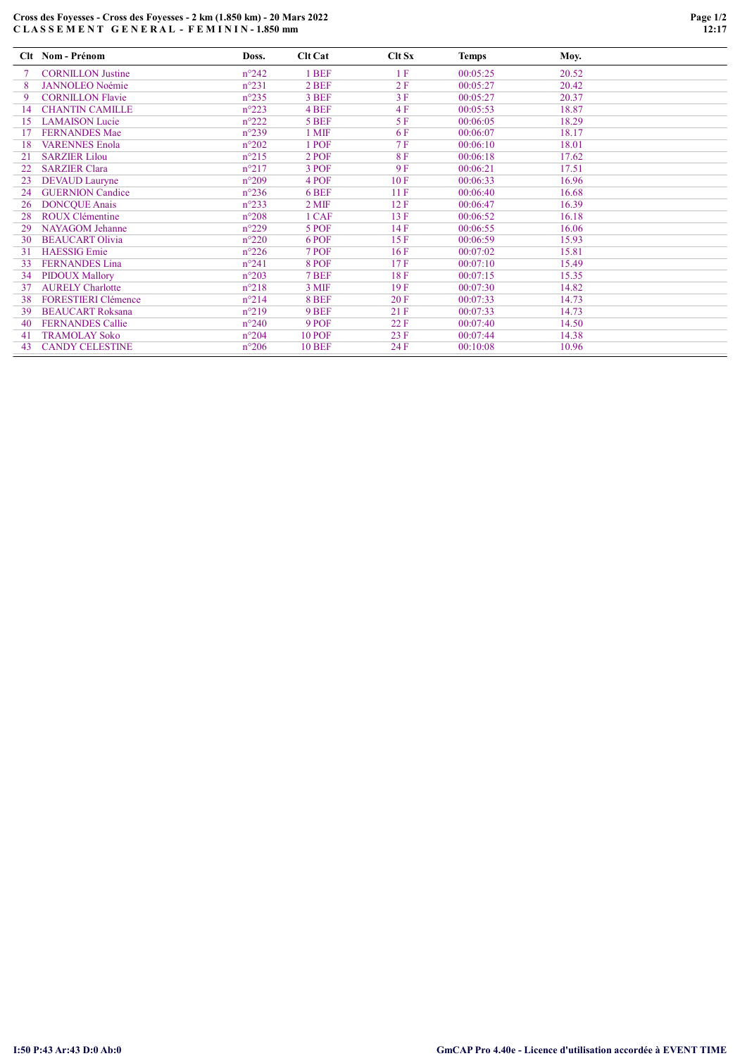**Cross des Foyesses - Cross des Foyesses - 2 km (1.850 km) - 20 Mars 2022**
**C L A S S E M E N T   G E N E R A L - F E M I N I N - 1.850 mm**

| Clt | Nom - Prénom | Doss. | Clt Cat | Clt Sx | Temps | Moy. |
|---|---|---|---|---|---|---|
| 7 | CORNILLON Justine | n°242 | 1 BEF | 1 F | 00:05:25 | 20.52 |
| 8 | JANNOLEO Noémie | n°231 | 2 BEF | 2 F | 00:05:27 | 20.42 |
| 9 | CORNILLON Flavie | n°235 | 3 BEF | 3 F | 00:05:27 | 20.37 |
| 14 | CHANTIN CAMILLE | n°223 | 4 BEF | 4 F | 00:05:53 | 18.87 |
| 15 | LAMAISON Lucie | n°222 | 5 BEF | 5 F | 00:06:05 | 18.29 |
| 17 | FERNANDES Mae | n°239 | 1 MIF | 6 F | 00:06:07 | 18.17 |
| 18 | VARENNES Enola | n°202 | 1 POF | 7 F | 00:06:10 | 18.01 |
| 21 | SARZIER Lilou | n°215 | 2 POF | 8 F | 00:06:18 | 17.62 |
| 22 | SARZIER Clara | n°217 | 3 POF | 9 F | 00:06:21 | 17.51 |
| 23 | DEVAUD Lauryne | n°209 | 4 POF | 10 F | 00:06:33 | 16.96 |
| 24 | GUERNION Candice | n°236 | 6 BEF | 11 F | 00:06:40 | 16.68 |
| 26 | DONCQUE Anais | n°233 | 2 MIF | 12 F | 00:06:47 | 16.39 |
| 28 | ROUX Clémentine | n°208 | 1 CAF | 13 F | 00:06:52 | 16.18 |
| 29 | NAYAGOM Jehanne | n°229 | 5 POF | 14 F | 00:06:55 | 16.06 |
| 30 | BEAUCART Olivia | n°220 | 6 POF | 15 F | 00:06:59 | 15.93 |
| 31 | HAESSIG Emie | n°226 | 7 POF | 16 F | 00:07:02 | 15.81 |
| 33 | FERNANDES Lina | n°241 | 8 POF | 17 F | 00:07:10 | 15.49 |
| 34 | PIDOUX Mallory | n°203 | 7 BEF | 18 F | 00:07:15 | 15.35 |
| 37 | AURELY Charlotte | n°218 | 3 MIF | 19 F | 00:07:30 | 14.82 |
| 38 | FORESTIERI Clémence | n°214 | 8 BEF | 20 F | 00:07:33 | 14.73 |
| 39 | BEAUCART Roksana | n°219 | 9 BEF | 21 F | 00:07:33 | 14.73 |
| 40 | FERNANDES Callie | n°240 | 9 POF | 22 F | 00:07:40 | 14.50 |
| 41 | TRAMOLAY Soko | n°204 | 10 POF | 23 F | 00:07:44 | 14.38 |
| 43 | CANDY CELESTINE | n°206 | 10 BEF | 24 F | 00:10:08 | 10.96 |

I:50 P:43 Ar:43 D:0 Ab:0

GmCAP Pro 4.40e - Licence d'utilisation accordée à EVENT TIME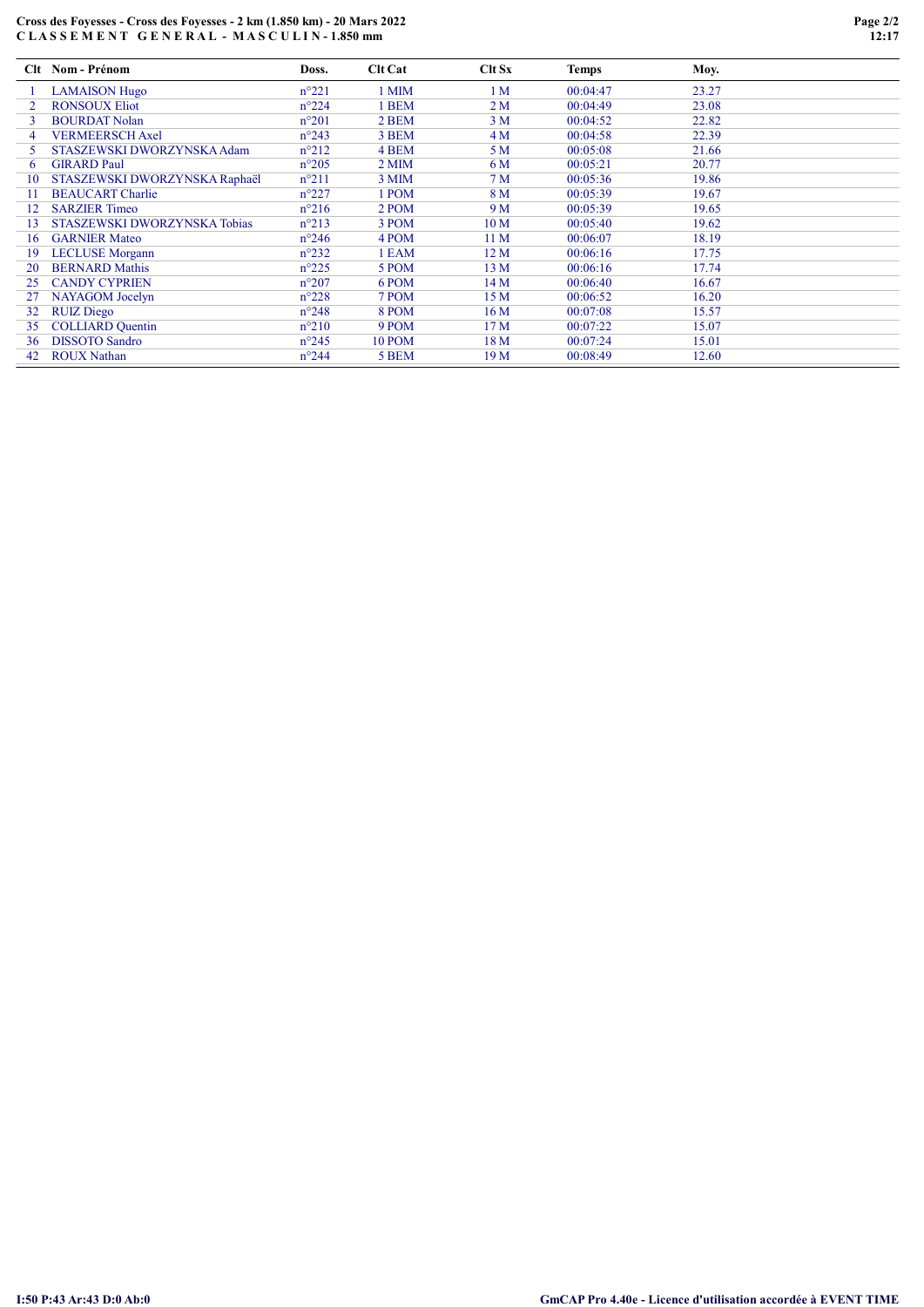**Cross des Foyesses - Cross des Foyesses - 2 km (1.850 km) - 20 Mars 2022**
**CLASSEMENT GENERAL - MASCULIN - 1.850 mm**

| Clt | Nom - Prénom | Doss. | Clt Cat | Clt Sx | Temps | Moy. |
|---|---|---|---|---|---|---|
| 1 | LAMAISON Hugo | n°221 | 1 MIM | 1 M | 00:04:47 | 23.27 |
| 2 | RONSOUX Eliot | n°224 | 1 BEM | 2 M | 00:04:49 | 23.08 |
| 3 | BOURDAT Nolan | n°201 | 2 BEM | 3 M | 00:04:52 | 22.82 |
| 4 | VERMEERSCH Axel | n°243 | 3 BEM | 4 M | 00:04:58 | 22.39 |
| 5 | STASZEWSKI DWORZYNSKA Adam | n°212 | 4 BEM | 5 M | 00:05:08 | 21.66 |
| 6 | GIRARD Paul | n°205 | 2 MIM | 6 M | 00:05:21 | 20.77 |
| 10 | STASZEWSKI DWORZYNSKA Raphaël | n°211 | 3 MIM | 7 M | 00:05:36 | 19.86 |
| 11 | BEAUCART Charlie | n°227 | 1 POM | 8 M | 00:05:39 | 19.67 |
| 12 | SARZIER Timeo | n°216 | 2 POM | 9 M | 00:05:39 | 19.65 |
| 13 | STASZEWSKI DWORZYNSKA Tobias | n°213 | 3 POM | 10 M | 00:05:40 | 19.62 |
| 16 | GARNIER Mateo | n°246 | 4 POM | 11 M | 00:06:07 | 18.19 |
| 19 | LECLUSE Morgann | n°232 | 1 EAM | 12 M | 00:06:16 | 17.75 |
| 20 | BERNARD Mathis | n°225 | 5 POM | 13 M | 00:06:16 | 17.74 |
| 25 | CANDY CYPRIEN | n°207 | 6 POM | 14 M | 00:06:40 | 16.67 |
| 27 | NAYAGOM Jocelyn | n°228 | 7 POM | 15 M | 00:06:52 | 16.20 |
| 32 | RUIZ Diego | n°248 | 8 POM | 16 M | 00:07:08 | 15.57 |
| 35 | COLLIARD Quentin | n°210 | 9 POM | 17 M | 00:07:22 | 15.07 |
| 36 | DISSOTO Sandro | n°245 | 10 POM | 18 M | 00:07:24 | 15.01 |
| 42 | ROUX Nathan | n°244 | 5 BEM | 19 M | 00:08:49 | 12.60 |

I:50 P:43 Ar:43 D:0 Ab:0

GmCAP Pro 4.40e - Licence d'utilisation accordée à EVENT TIME